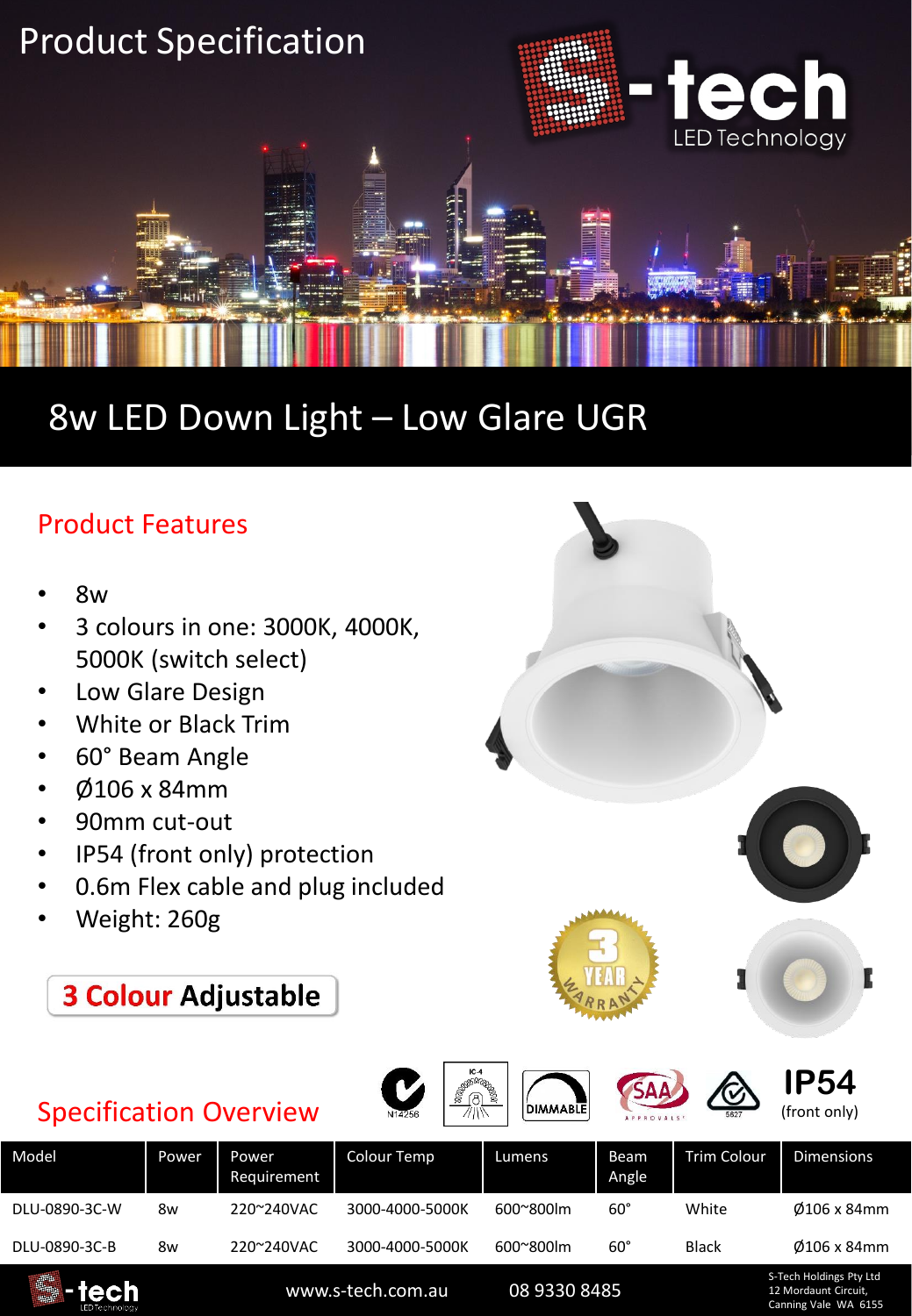# Product Specification

## 8w LED Down Light – Low Glare UGR

### Product Features

- 8w
- 3 colours in one: 3000K, 4000K, 5000K (switch select)
- Low Glare Design
- White or Black Trim
- 60° Beam Angle
- Ø106 x 84mm
- 90mm cut-out
- IP54 (front only) protection
- 0.6m Flex cable and plug included
- Weight: 260g

**3 Colour Adjustable**

3 YEAR WARRANTY

IP54 (front only)

### Specification Overview

| Model | Power | Power Requirement | Colour Temp | Lumens | Beam Angle | Trim Colour | Dimensions |
|---|---|---|---|---|---|---|---|
| DLU-0890-3C-W | 8w | 220~240VAC | 3000-4000-5000K | 600~800lm | 60° | White | Ø106 x 84mm |
| DLU-0890-3C-B | 8w | 220~240VAC | 3000-4000-5000K | 600~800lm | 60° | Black | Ø106 x 84mm |

www.s-tech.com.au 08 9330 8485

S-Tech Holdings Pty Ltd
12 Mordaunt Circuit,
Canning Vale WA 6155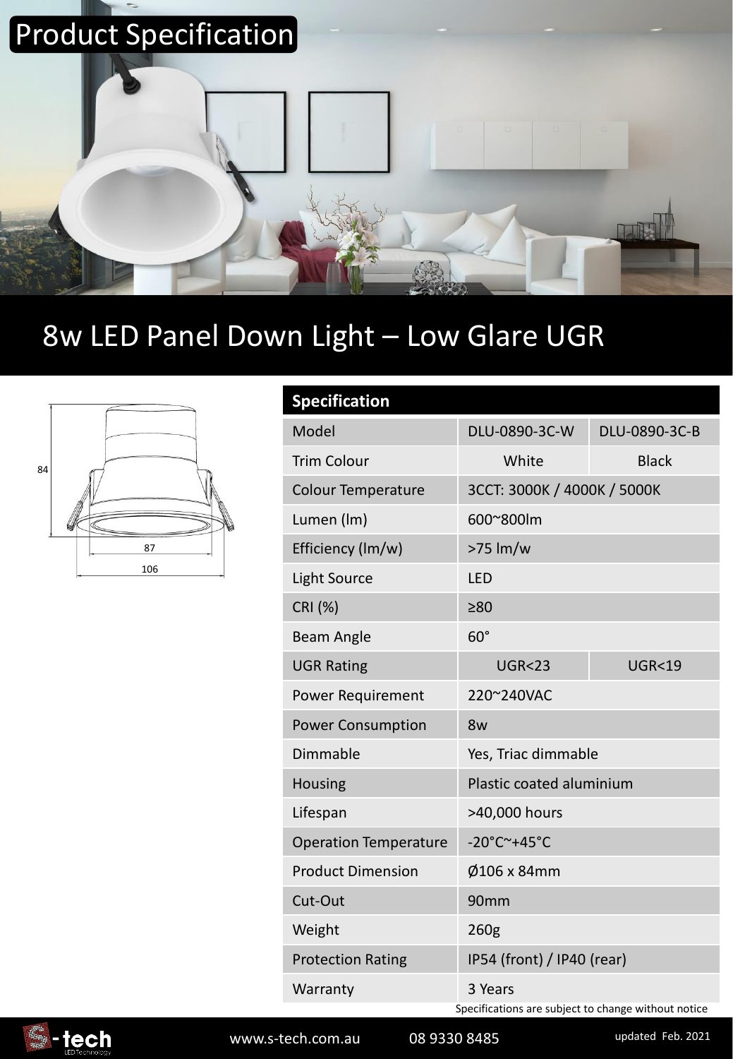# Product Specification

## 8w LED Panel Down Light – Low Glare UGR

84

87

106

| Specification | | |
|---|---|---|
| Model | DLU-0890-3C-W | DLU-0890-3C-B |
| Trim Colour | White | Black |
| Colour Temperature | 3CCT: 3000K / 4000K / 5000K | |
| Lumen (lm) | 600~800lm | |
| Efficiency (lm/w) | >75 lm/w | |
| Light Source | LED | |
| CRI (%) | ≥80 | |
| Beam Angle | 60° | |
| UGR Rating | UGR<23 | UGR<19 |
| Power Requirement | 220~240VAC | |
| Power Consumption | 8w | |
| Dimmable | Yes, Triac dimmable | |
| Housing | Plastic coated aluminium | |
| Lifespan | >40,000 hours | |
| Operation Temperature | -20°C~+45°C | |
| Product Dimension | Ø106 x 84mm | |
| Cut-Out | 90mm | |
| Weight | 260g | |
| Protection Rating | IP54 (front) / IP40 (rear) | |
| Warranty | 3 Years | |

Specifications are subject to change without notice

S-tech LED Technology

www.s-tech.com.au 08 9330 8485

updated Feb. 2021